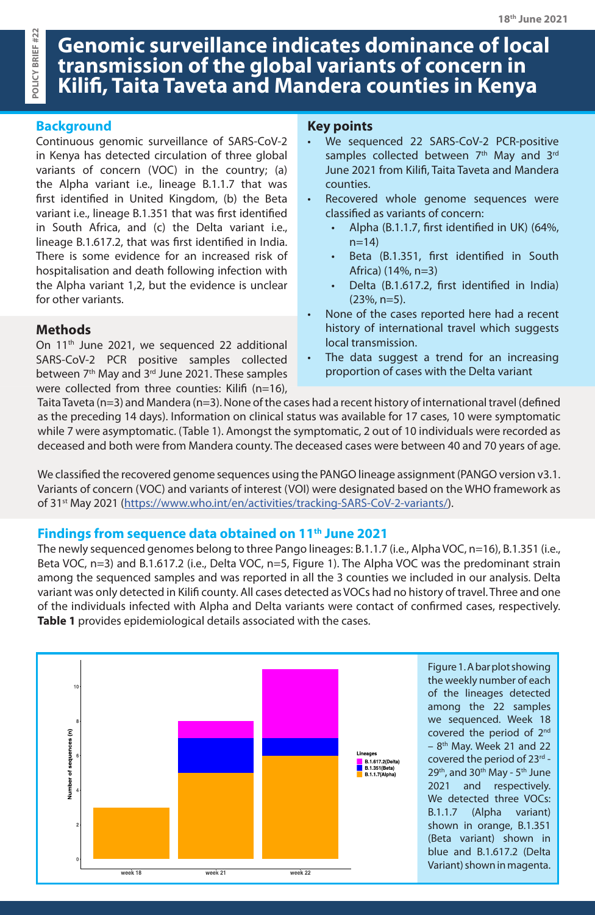18th June 2021

POLICY BRIEF #22

# Genomic surveillance indicates dominance of local transmission of the global variants of concern in Kilifi, Taita Taveta and Mandera counties in Kenya

## Background

Continuous genomic surveillance of SARS-CoV-2 in Kenya has detected circulation of three global variants of concern (VOC) in the country; (a) the Alpha variant i.e., lineage B.1.1.7 that was first identified in United Kingdom, (b) the Beta variant i.e., lineage B.1.351 that was first identified in South Africa, and (c) the Delta variant i.e., lineage B.1.617.2, that was first identified in India. There is some evidence for an increased risk of hospitalisation and death following infection with the Alpha variant 1,2, but the evidence is unclear for other variants.

## Key points

- We sequenced 22 SARS-CoV-2 PCR-positive samples collected between 7th May and 3rd June 2021 from Kilifi, Taita Taveta and Mandera counties.
- Recovered whole genome sequences were classified as variants of concern:
  - Alpha (B.1.1.7, first identified in UK) (64%, n=14)
  - Beta (B.1.351, first identified in South Africa) (14%, n=3)
  - Delta (B.1.617.2, first identified in India) (23%, n=5).
- None of the cases reported here had a recent history of international travel which suggests local transmission.
- The data suggest a trend for an increasing proportion of cases with the Delta variant

## Methods

On 11th June 2021, we sequenced 22 additional SARS-CoV-2 PCR positive samples collected between 7th May and 3rd June 2021. These samples were collected from three counties: Kilifi (n=16), Taita Taveta (n=3) and Mandera (n=3). None of the cases had a recent history of international travel (defined as the preceding 14 days). Information on clinical status was available for 17 cases, 10 were symptomatic while 7 were asymptomatic. (Table 1). Amongst the symptomatic, 2 out of 10 individuals were recorded as deceased and both were from Mandera county. The deceased cases were between 40 and 70 years of age.

We classified the recovered genome sequences using the PANGO lineage assignment (PANGO version v3.1. Variants of concern (VOC) and variants of interest (VOI) were designated based on the WHO framework as of 31st May 2021 (https://www.who.int/en/activities/tracking-SARS-CoV-2-variants/).

## Findings from sequence data obtained on 11th June 2021

The newly sequenced genomes belong to three Pango lineages: B.1.1.7 (i.e., Alpha VOC, n=16), B.1.351 (i.e., Beta VOC, n=3) and B.1.617.2 (i.e., Delta VOC, n=5, Figure 1). The Alpha VOC was the predominant strain among the sequenced samples and was reported in all the 3 counties we included in our analysis. Delta variant was only detected in Kilifi county. All cases detected as VOCs had no history of travel. Three and one of the individuals infected with Alpha and Delta variants were contact of confirmed cases, respectively. **Table 1** provides epidemiological details associated with the cases.

Figure 1. A bar plot showing the weekly number of each of the lineages detected among the 22 samples we sequenced. Week 18 covered the period of 2nd – 8th May. Week 21 and 22 covered the period of 23rd - 29th, and 30th May - 5th June 2021 and respectively. We detected three VOCs: B.1.1.7 (Alpha variant) shown in orange, B.1.351 (Beta variant) shown in blue and B.1.617.2 (Delta Variant) shown in magenta.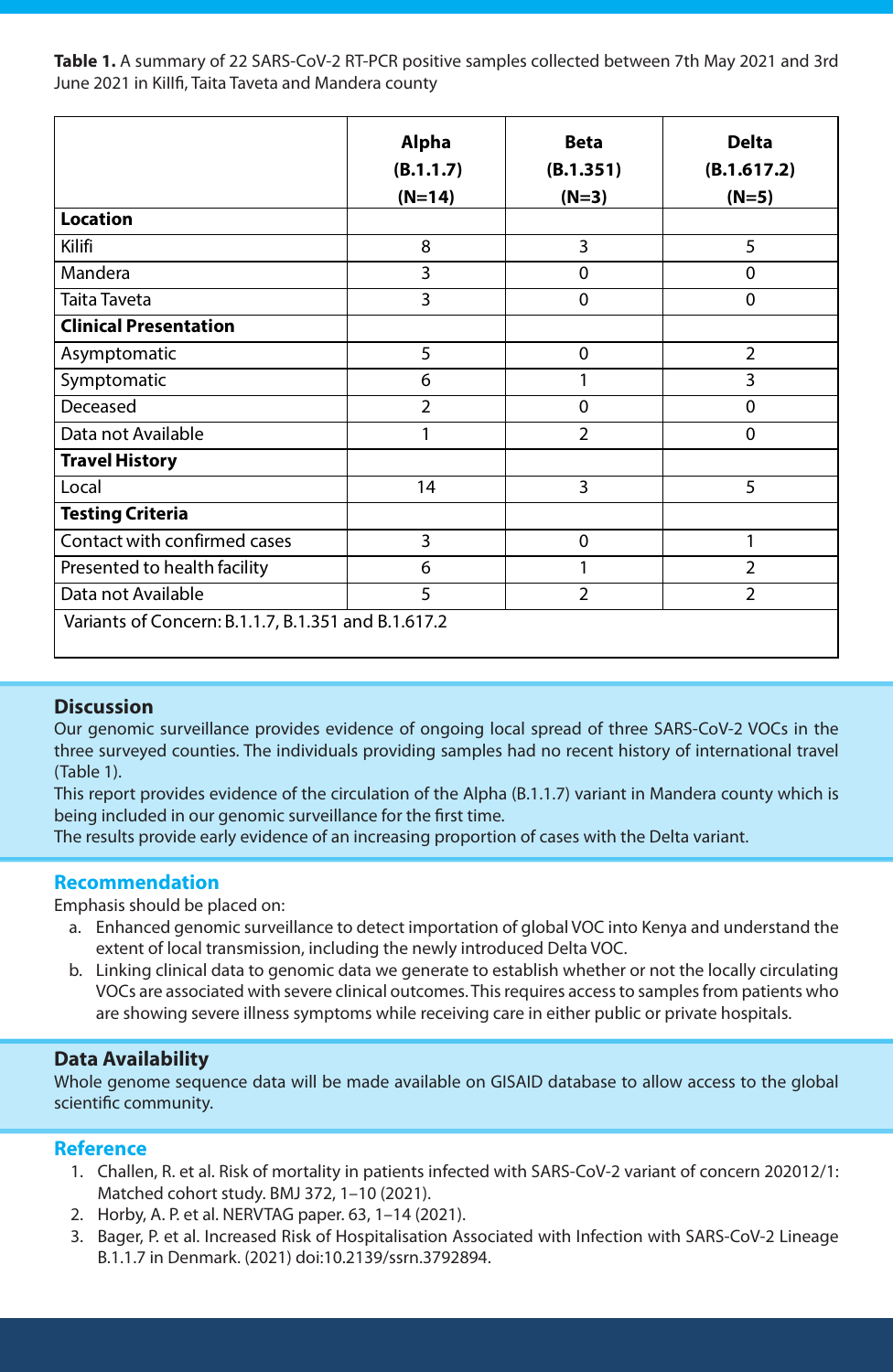**Table 1.** A summary of 22 SARS-CoV-2 RT-PCR positive samples collected between 7th May 2021 and 3rd June 2021 in Killfi, Taita Taveta and Mandera county

| | Alpha (B.1.1.7) (N=14) | Beta (B.1.351) (N=3) | Delta (B.1.617.2) (N=5) |
|---|---|---|---|
| **Location** | | | |
| Kilifi | 8 | 3 | 5 |
| Mandera | 3 | 0 | 0 |
| Taita Taveta | 3 | 0 | 0 |
| **Clinical Presentation** | | | |
| Asymptomatic | 5 | 0 | 2 |
| Symptomatic | 6 | 1 | 3 |
| Deceased | 2 | 0 | 0 |
| Data not Available | 1 | 2 | 0 |
| **Travel History** | | | |
| Local | 14 | 3 | 5 |
| **Testing Criteria** | | | |
| Contact with confirmed cases | 3 | 0 | 1 |
| Presented to health facility | 6 | 1 | 2 |
| Data not Available | 5 | 2 | 2 |
| Variants of Concern: B.1.1.7, B.1.351 and B.1.617.2 | | | |

## Discussion

Our genomic surveillance provides evidence of ongoing local spread of three SARS-CoV-2 VOCs in the three surveyed counties. The individuals providing samples had no recent history of international travel (Table 1).

This report provides evidence of the circulation of the Alpha (B.1.1.7) variant in Mandera county which is being included in our genomic surveillance for the first time.

The results provide early evidence of an increasing proportion of cases with the Delta variant.

## Recommendation

Emphasis should be placed on:

a. Enhanced genomic surveillance to detect importation of global VOC into Kenya and understand the extent of local transmission, including the newly introduced Delta VOC.
b. Linking clinical data to genomic data we generate to establish whether or not the locally circulating VOCs are associated with severe clinical outcomes. This requires access to samples from patients who are showing severe illness symptoms while receiving care in either public or private hospitals.

## Data Availability

Whole genome sequence data will be made available on GISAID database to allow access to the global scientific community.

## Reference

1. Challen, R. et al. Risk of mortality in patients infected with SARS-CoV-2 variant of concern 202012/1: Matched cohort study. BMJ 372, 1–10 (2021).
2. Horby, A. P. et al. NERVTAG paper. 63, 1–14 (2021).
3. Bager, P. et al. Increased Risk of Hospitalisation Associated with Infection with SARS-CoV-2 Lineage B.1.1.7 in Denmark. (2021) doi:10.2139/ssrn.3792894.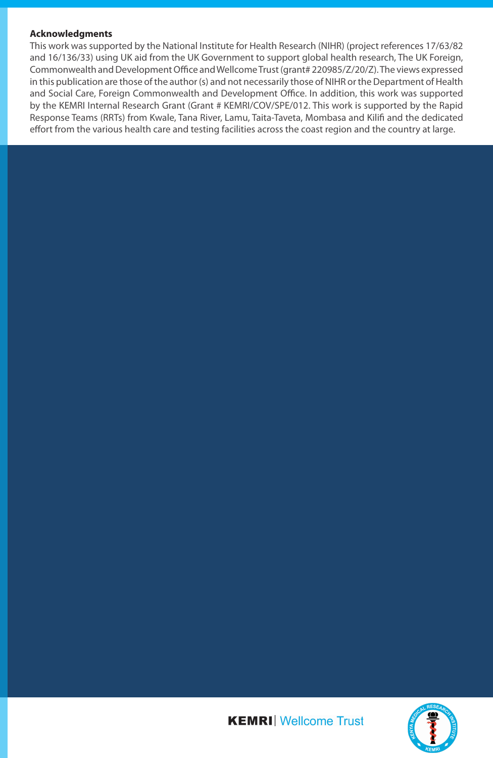**Acknowledgments**

This work was supported by the National Institute for Health Research (NIHR) (project references 17/63/82 and 16/136/33) using UK aid from the UK Government to support global health research, The UK Foreign, Commonwealth and Development Office and Wellcome Trust (grant# 220985/Z/20/Z). The views expressed in this publication are those of the author (s) and not necessarily those of NIHR or the Department of Health and Social Care, Foreign Commonwealth and Development Office. In addition, this work was supported by the KEMRI Internal Research Grant (Grant # KEMRI/COV/SPE/012. This work is supported by the Rapid Response Teams (RRTs) from Kwale, Tana River, Lamu, Taita-Taveta, Mombasa and Kilifi and the dedicated effort from the various health care and testing facilities across the coast region and the country at large.

**KEMRI** | Wellcome Trust